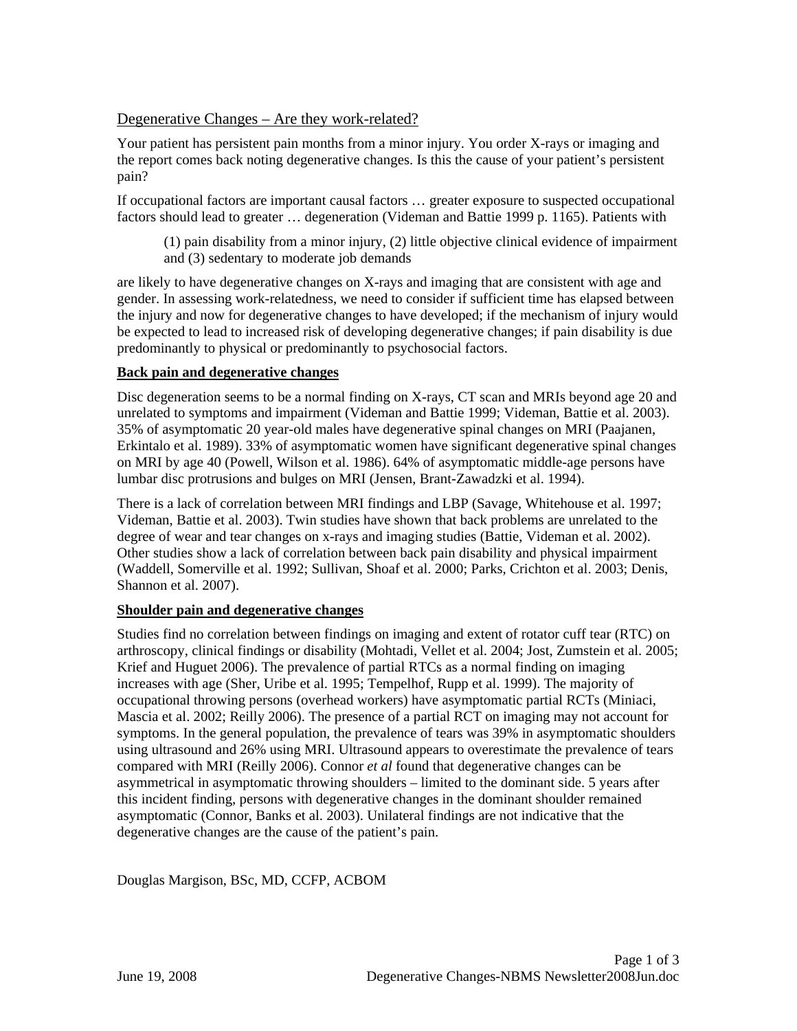## Degenerative Changes – Are they work-related?

Your patient has persistent pain months from a minor injury. You order X-rays or imaging and the report comes back noting degenerative changes. Is this the cause of your patient's persistent pain?

If occupational factors are important causal factors … greater exposure to suspected occupational factors should lead to greater … degeneration (Videman and Battie 1999 p. 1165). Patients with

> (1) pain disability from a minor injury, (2) little objective clinical evidence of impairment and (3) sedentary to moderate job demands

are likely to have degenerative changes on X-rays and imaging that are consistent with age and gender. In assessing work-relatedness, we need to consider if sufficient time has elapsed between the injury and now for degenerative changes to have developed; if the mechanism of injury would be expected to lead to increased risk of developing degenerative changes; if pain disability is due predominantly to physical or predominantly to psychosocial factors.

**Back pain and degenerative changes**

Disc degeneration seems to be a normal finding on X-rays, CT scan and MRIs beyond age 20 and unrelated to symptoms and impairment (Videman and Battie 1999; Videman, Battie et al. 2003). 35% of asymptomatic 20 year-old males have degenerative spinal changes on MRI (Paajanen, Erkintalo et al. 1989). 33% of asymptomatic women have significant degenerative spinal changes on MRI by age 40 (Powell, Wilson et al. 1986). 64% of asymptomatic middle-age persons have lumbar disc protrusions and bulges on MRI (Jensen, Brant-Zawadzki et al. 1994).

There is a lack of correlation between MRI findings and LBP (Savage, Whitehouse et al. 1997; Videman, Battie et al. 2003). Twin studies have shown that back problems are unrelated to the degree of wear and tear changes on x-rays and imaging studies (Battie, Videman et al. 2002). Other studies show a lack of correlation between back pain disability and physical impairment (Waddell, Somerville et al. 1992; Sullivan, Shoaf et al. 2000; Parks, Crichton et al. 2003; Denis, Shannon et al. 2007).

**Shoulder pain and degenerative changes**

Studies find no correlation between findings on imaging and extent of rotator cuff tear (RTC) on arthroscopy, clinical findings or disability (Mohtadi, Vellet et al. 2004; Jost, Zumstein et al. 2005; Krief and Huguet 2006). The prevalence of partial RTCs as a normal finding on imaging increases with age (Sher, Uribe et al. 1995; Tempelhof, Rupp et al. 1999). The majority of occupational throwing persons (overhead workers) have asymptomatic partial RCTs (Miniaci, Mascia et al. 2002; Reilly 2006). The presence of a partial RCT on imaging may not account for symptoms. In the general population, the prevalence of tears was 39% in asymptomatic shoulders using ultrasound and 26% using MRI. Ultrasound appears to overestimate the prevalence of tears compared with MRI (Reilly 2006). Connor *et al* found that degenerative changes can be asymmetrical in asymptomatic throwing shoulders – limited to the dominant side. 5 years after this incident finding, persons with degenerative changes in the dominant shoulder remained asymptomatic (Connor, Banks et al. 2003). Unilateral findings are not indicative that the degenerative changes are the cause of the patient's pain.

Douglas Margison, BSc, MD, CCFP, ACBOM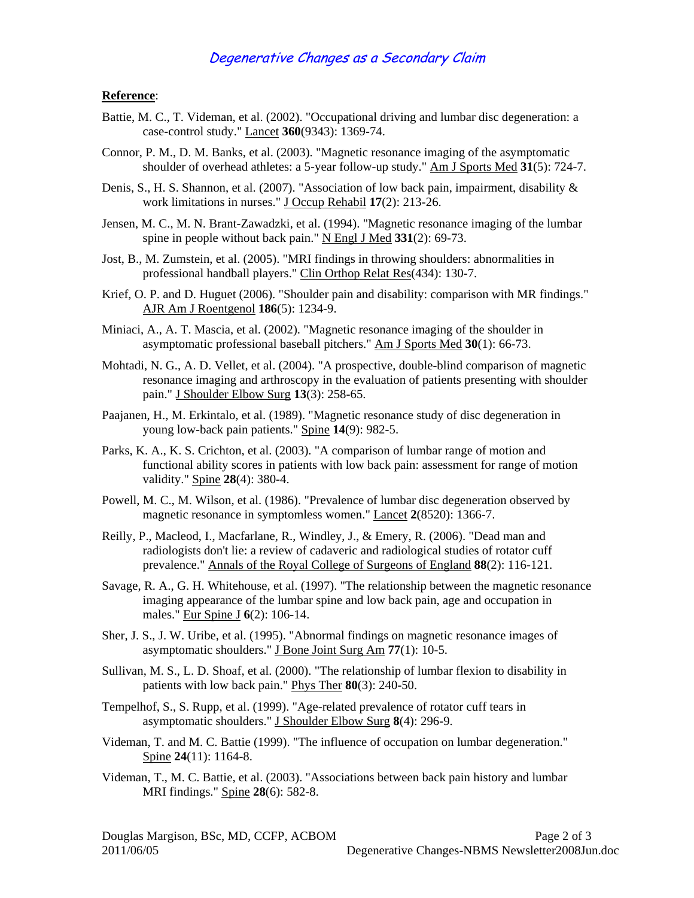**Reference**:

Battie, M. C., T. Videman, et al. (2002). "Occupational driving and lumbar disc degeneration: a case-control study." Lancet **360**(9343): 1369-74.

Connor, P. M., D. M. Banks, et al. (2003). "Magnetic resonance imaging of the asymptomatic shoulder of overhead athletes: a 5-year follow-up study." Am J Sports Med **31**(5): 724-7.

Denis, S., H. S. Shannon, et al. (2007). "Association of low back pain, impairment, disability & work limitations in nurses." J Occup Rehabil **17**(2): 213-26.

Jensen, M. C., M. N. Brant-Zawadzki, et al. (1994). "Magnetic resonance imaging of the lumbar spine in people without back pain." N Engl J Med **331**(2): 69-73.

Jost, B., M. Zumstein, et al. (2005). "MRI findings in throwing shoulders: abnormalities in professional handball players." Clin Orthop Relat Res(434): 130-7.

Krief, O. P. and D. Huguet (2006). "Shoulder pain and disability: comparison with MR findings." AJR Am J Roentgenol **186**(5): 1234-9.

Miniaci, A., A. T. Mascia, et al. (2002). "Magnetic resonance imaging of the shoulder in asymptomatic professional baseball pitchers." Am J Sports Med **30**(1): 66-73.

Mohtadi, N. G., A. D. Vellet, et al. (2004). "A prospective, double-blind comparison of magnetic resonance imaging and arthroscopy in the evaluation of patients presenting with shoulder pain." J Shoulder Elbow Surg **13**(3): 258-65.

Paajanen, H., M. Erkintalo, et al. (1989). "Magnetic resonance study of disc degeneration in young low-back pain patients." Spine **14**(9): 982-5.

Parks, K. A., K. S. Crichton, et al. (2003). "A comparison of lumbar range of motion and functional ability scores in patients with low back pain: assessment for range of motion validity." Spine **28**(4): 380-4.

Powell, M. C., M. Wilson, et al. (1986). "Prevalence of lumbar disc degeneration observed by magnetic resonance in symptomless women." Lancet **2**(8520): 1366-7.

Reilly, P., Macleod, I., Macfarlane, R., Windley, J., & Emery, R. (2006). "Dead man and radiologists don't lie: a review of cadaveric and radiological studies of rotator cuff prevalence." Annals of the Royal College of Surgeons of England **88**(2): 116-121.

Savage, R. A., G. H. Whitehouse, et al. (1997). "The relationship between the magnetic resonance imaging appearance of the lumbar spine and low back pain, age and occupation in males." Eur Spine J **6**(2): 106-14.

Sher, J. S., J. W. Uribe, et al. (1995). "Abnormal findings on magnetic resonance images of asymptomatic shoulders." J Bone Joint Surg Am **77**(1): 10-5.

Sullivan, M. S., L. D. Shoaf, et al. (2000). "The relationship of lumbar flexion to disability in patients with low back pain." Phys Ther **80**(3): 240-50.

Tempelhof, S., S. Rupp, et al. (1999). "Age-related prevalence of rotator cuff tears in asymptomatic shoulders." J Shoulder Elbow Surg **8**(4): 296-9.

Videman, T. and M. C. Battie (1999). "The influence of occupation on lumbar degeneration." Spine **24**(11): 1164-8.

Videman, T., M. C. Battie, et al. (2003). "Associations between back pain history and lumbar MRI findings." Spine **28**(6): 582-8.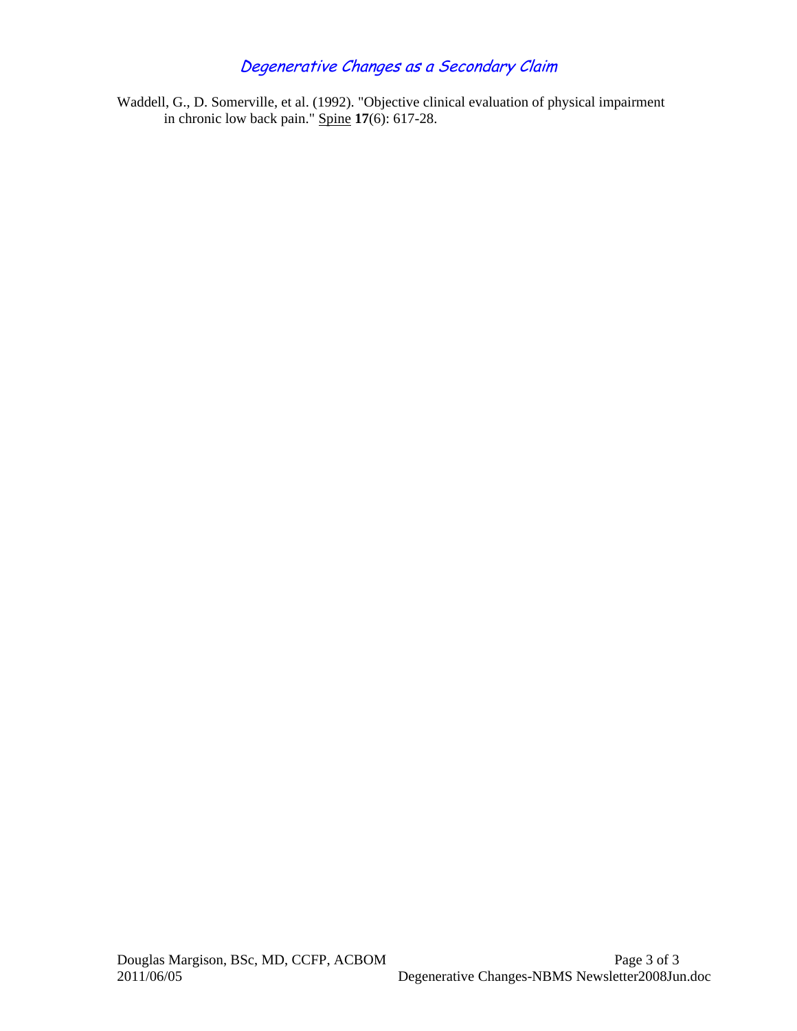Waddell, G., D. Somerville, et al. (1992). "Objective clinical evaluation of physical impairment in chronic low back pain." Spine **17**(6): 617-28.